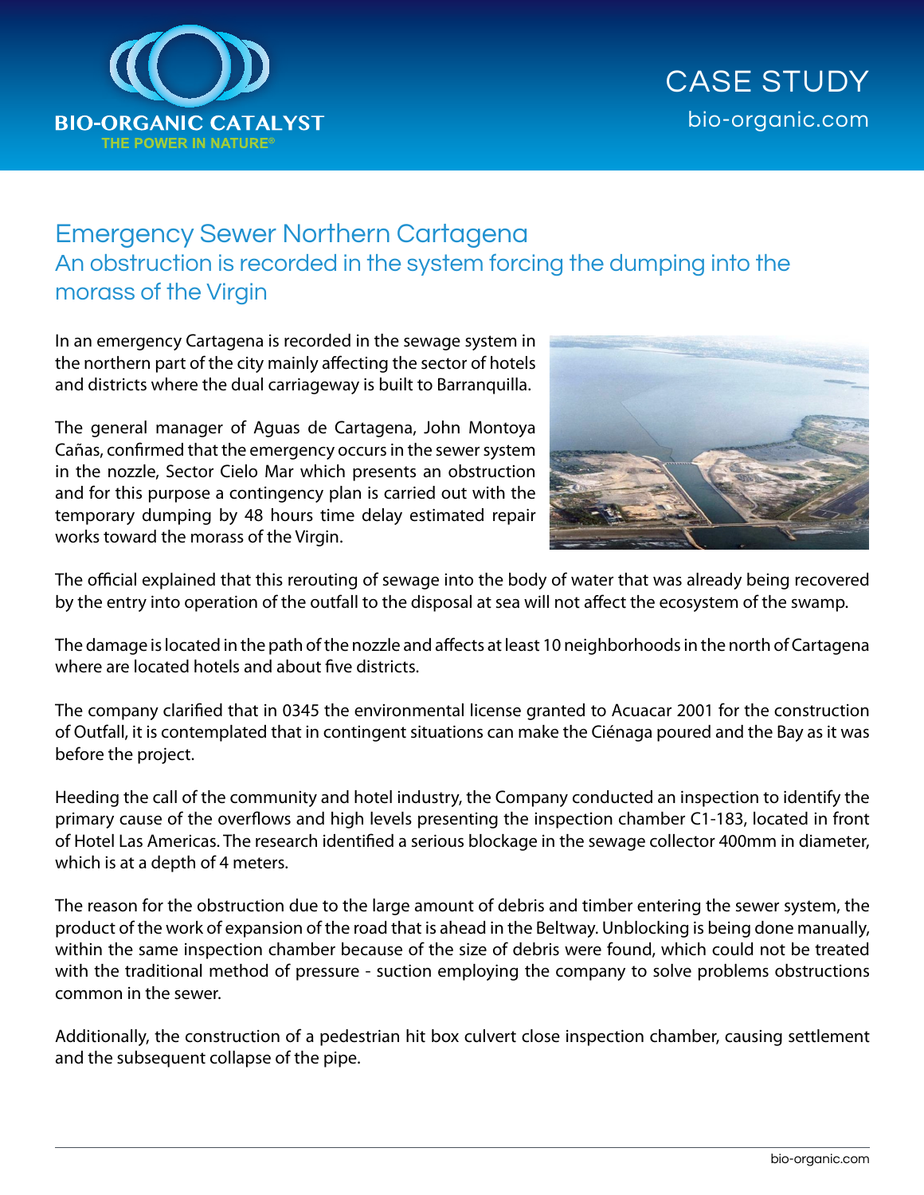BIO-ORGANIC CATALYST
THE POWER IN NATURE®

CASE STUDY
bio-organic.com

# Emergency Sewer Northern Cartagena

## An obstruction is recorded in the system forcing the dumping into the morass of the Virgin

In an emergency Cartagena is recorded in the sewage system in the northern part of the city mainly affecting the sector of hotels and districts where the dual carriageway is built to Barranquilla.

The general manager of Aguas de Cartagena, John Montoya Cañas, confirmed that the emergency occurs in the sewer system in the nozzle, Sector Cielo Mar which presents an obstruction and for this purpose a contingency plan is carried out with the temporary dumping by 48 hours time delay estimated repair works toward the morass of the Virgin.

The official explained that this rerouting of sewage into the body of water that was already being recovered by the entry into operation of the outfall to the disposal at sea will not affect the ecosystem of the swamp.

The damage is located in the path of the nozzle and affects at least 10 neighborhoods in the north of Cartagena where are located hotels and about five districts.

The company clarified that in 0345 the environmental license granted to Acuacar 2001 for the construction of Outfall, it is contemplated that in contingent situations can make the Ciénaga poured and the Bay as it was before the project.

Heeding the call of the community and hotel industry, the Company conducted an inspection to identify the primary cause of the overflows and high levels presenting the inspection chamber C1-183, located in front of Hotel Las Americas. The research identified a serious blockage in the sewage collector 400mm in diameter, which is at a depth of 4 meters.

The reason for the obstruction due to the large amount of debris and timber entering the sewer system, the product of the work of expansion of the road that is ahead in the Beltway. Unblocking is being done manually, within the same inspection chamber because of the size of debris were found, which could not be treated with the traditional method of pressure - suction employing the company to solve problems obstructions common in the sewer.

Additionally, the construction of a pedestrian hit box culvert close inspection chamber, causing settlement and the subsequent collapse of the pipe.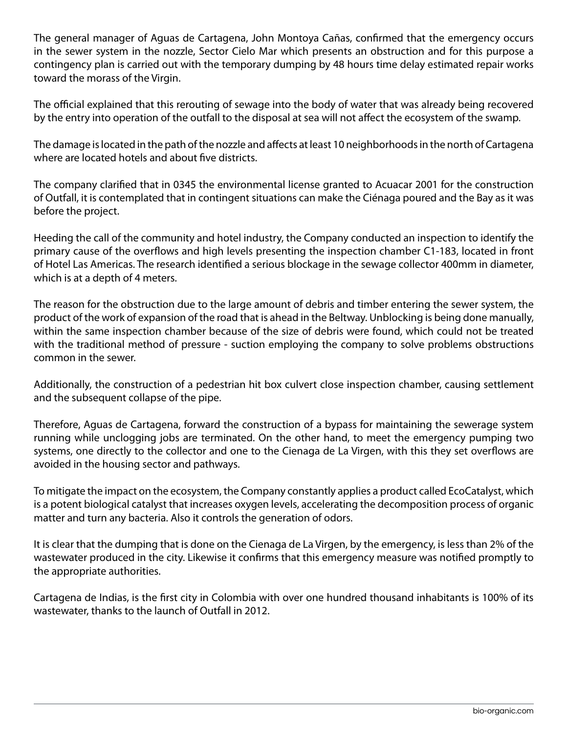The general manager of Aguas de Cartagena, John Montoya Cañas, confirmed that the emergency occurs in the sewer system in the nozzle, Sector Cielo Mar which presents an obstruction and for this purpose a contingency plan is carried out with the temporary dumping by 48 hours time delay estimated repair works toward the morass of the Virgin.

The official explained that this rerouting of sewage into the body of water that was already being recovered by the entry into operation of the outfall to the disposal at sea will not affect the ecosystem of the swamp.

The damage is located in the path of the nozzle and affects at least 10 neighborhoods in the north of Cartagena where are located hotels and about five districts.

The company clarified that in 0345 the environmental license granted to Acuacar 2001 for the construction of Outfall, it is contemplated that in contingent situations can make the Ciénaga poured and the Bay as it was before the project.

Heeding the call of the community and hotel industry, the Company conducted an inspection to identify the primary cause of the overflows and high levels presenting the inspection chamber C1-183, located in front of Hotel Las Americas. The research identified a serious blockage in the sewage collector 400mm in diameter, which is at a depth of 4 meters.

The reason for the obstruction due to the large amount of debris and timber entering the sewer system, the product of the work of expansion of the road that is ahead in the Beltway. Unblocking is being done manually, within the same inspection chamber because of the size of debris were found, which could not be treated with the traditional method of pressure - suction employing the company to solve problems obstructions common in the sewer.

Additionally, the construction of a pedestrian hit box culvert close inspection chamber, causing settlement and the subsequent collapse of the pipe.

Therefore, Aguas de Cartagena, forward the construction of a bypass for maintaining the sewerage system running while unclogging jobs are terminated. On the other hand, to meet the emergency pumping two systems, one directly to the collector and one to the Cienaga de La Virgen, with this they set overflows are avoided in the housing sector and pathways.

To mitigate the impact on the ecosystem, the Company constantly applies a product called EcoCatalyst, which is a potent biological catalyst that increases oxygen levels, accelerating the decomposition process of organic matter and turn any bacteria. Also it controls the generation of odors.

It is clear that the dumping that is done on the Cienaga de La Virgen, by the emergency, is less than 2% of the wastewater produced in the city. Likewise it confirms that this emergency measure was notified promptly to the appropriate authorities.

Cartagena de Indias, is the first city in Colombia with over one hundred thousand inhabitants is 100% of its wastewater, thanks to the launch of Outfall in 2012.